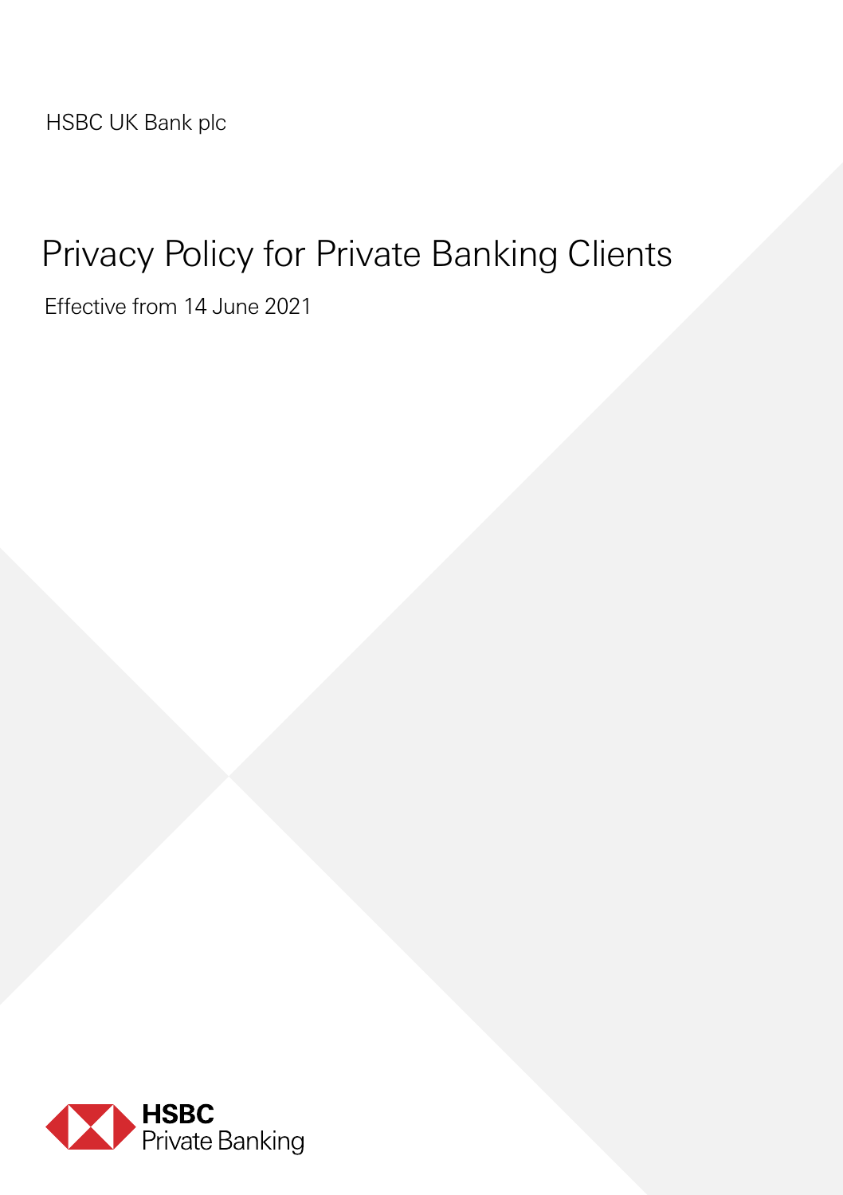HSBC UK Bank plc

# Privacy Policy for Private Banking Clients

Effective from 14 June 2021

HSBC
Private Banking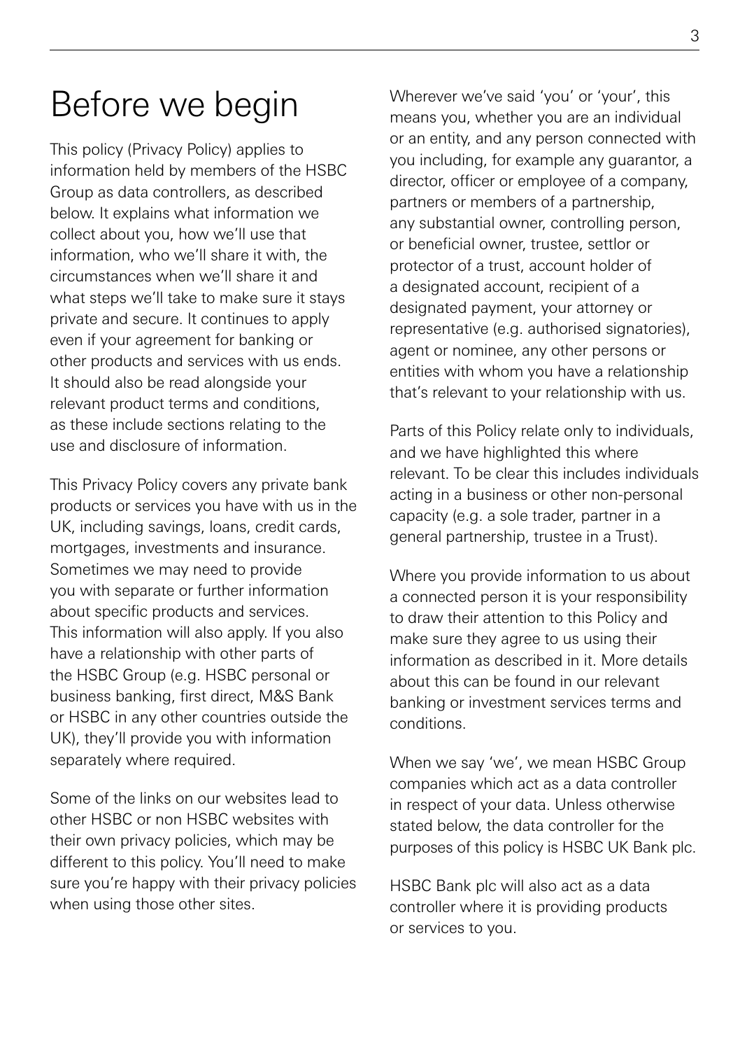# Before we begin

This policy (Privacy Policy) applies to information held by members of the HSBC Group as data controllers, as described below. It explains what information we collect about you, how we'll use that information, who we'll share it with, the circumstances when we'll share it and what steps we'll take to make sure it stays private and secure. It continues to apply even if your agreement for banking or other products and services with us ends. It should also be read alongside your relevant product terms and conditions, as these include sections relating to the use and disclosure of information.

This Privacy Policy covers any private bank products or services you have with us in the UK, including savings, loans, credit cards, mortgages, investments and insurance. Sometimes we may need to provide you with separate or further information about specific products and services. This information will also apply. If you also have a relationship with other parts of the HSBC Group (e.g. HSBC personal or business banking, first direct, M&S Bank or HSBC in any other countries outside the UK), they'll provide you with information separately where required.

Some of the links on our websites lead to other HSBC or non HSBC websites with their own privacy policies, which may be different to this policy. You'll need to make sure you're happy with their privacy policies when using those other sites.

Wherever we've said 'you' or 'your', this means you, whether you are an individual or an entity, and any person connected with you including, for example any guarantor, a director, officer or employee of a company, partners or members of a partnership, any substantial owner, controlling person, or beneficial owner, trustee, settlor or protector of a trust, account holder of a designated account, recipient of a designated payment, your attorney or representative (e.g. authorised signatories), agent or nominee, any other persons or entities with whom you have a relationship that's relevant to your relationship with us.

Parts of this Policy relate only to individuals, and we have highlighted this where relevant. To be clear this includes individuals acting in a business or other non-personal capacity (e.g. a sole trader, partner in a general partnership, trustee in a Trust).

Where you provide information to us about a connected person it is your responsibility to draw their attention to this Policy and make sure they agree to us using their information as described in it. More details about this can be found in our relevant banking or investment services terms and conditions.

When we say 'we', we mean HSBC Group companies which act as a data controller in respect of your data. Unless otherwise stated below, the data controller for the purposes of this policy is HSBC UK Bank plc.

HSBC Bank plc will also act as a data controller where it is providing products or services to you.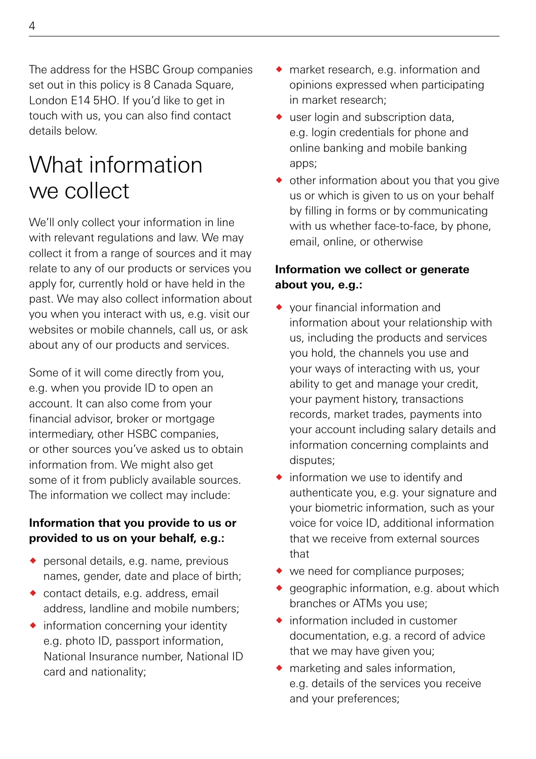The address for the HSBC Group companies set out in this policy is 8 Canada Square, London E14 5HO. If you'd like to get in touch with us, you can also find contact details below.

# What information we collect

We'll only collect your information in line with relevant regulations and law. We may collect it from a range of sources and it may relate to any of our products or services you apply for, currently hold or have held in the past. We may also collect information about you when you interact with us, e.g. visit our websites or mobile channels, call us, or ask about any of our products and services.

Some of it will come directly from you, e.g. when you provide ID to open an account. It can also come from your financial advisor, broker or mortgage intermediary, other HSBC companies, or other sources you've asked us to obtain information from. We might also get some of it from publicly available sources. The information we collect may include:

**Information that you provide to us or provided to us on your behalf, e.g.:**

- personal details, e.g. name, previous names, gender, date and place of birth;
- contact details, e.g. address, email address, landline and mobile numbers;
- information concerning your identity e.g. photo ID, passport information, National Insurance number, National ID card and nationality;
- market research, e.g. information and opinions expressed when participating in market research;
- user login and subscription data, e.g. login credentials for phone and online banking and mobile banking apps;
- other information about you that you give us or which is given to us on your behalf by filling in forms or by communicating with us whether face-to-face, by phone, email, online, or otherwise

**Information we collect or generate about you, e.g.:**

- your financial information and information about your relationship with us, including the products and services you hold, the channels you use and your ways of interacting with us, your ability to get and manage your credit, your payment history, transactions records, market trades, payments into your account including salary details and information concerning complaints and disputes;
- information we use to identify and authenticate you, e.g. your signature and your biometric information, such as your voice for voice ID, additional information that we receive from external sources that
- we need for compliance purposes;
- geographic information, e.g. about which branches or ATMs you use;
- information included in customer documentation, e.g. a record of advice that we may have given you;
- marketing and sales information, e.g. details of the services you receive and your preferences;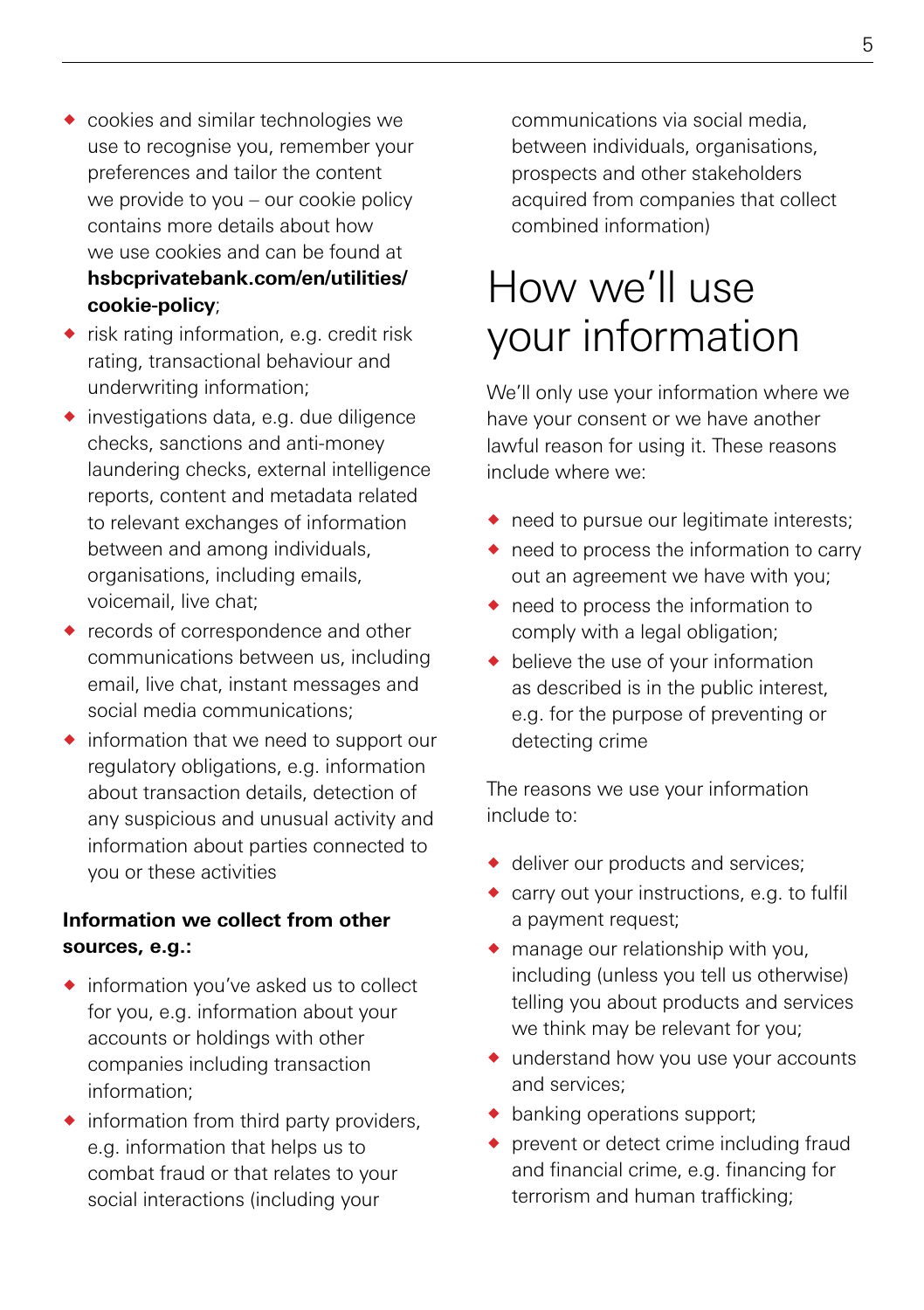- cookies and similar technologies we use to recognise you, remember your preferences and tailor the content we provide to you – our cookie policy contains more details about how we use cookies and can be found at **hsbcprivatebank.com/en/utilities/cookie-policy**;
- risk rating information, e.g. credit risk rating, transactional behaviour and underwriting information;
- investigations data, e.g. due diligence checks, sanctions and anti-money laundering checks, external intelligence reports, content and metadata related to relevant exchanges of information between and among individuals, organisations, including emails, voicemail, live chat;
- records of correspondence and other communications between us, including email, live chat, instant messages and social media communications;
- information that we need to support our regulatory obligations, e.g. information about transaction details, detection of any suspicious and unusual activity and information about parties connected to you or these activities

**Information we collect from other sources, e.g.:**

- information you've asked us to collect for you, e.g. information about your accounts or holdings with other companies including transaction information;
- information from third party providers, e.g. information that helps us to combat fraud or that relates to your social interactions (including your communications via social media, between individuals, organisations, prospects and other stakeholders acquired from companies that collect combined information)

# How we'll use your information

We'll only use your information where we have your consent or we have another lawful reason for using it. These reasons include where we:

- need to pursue our legitimate interests;
- need to process the information to carry out an agreement we have with you;
- need to process the information to comply with a legal obligation;
- believe the use of your information as described is in the public interest, e.g. for the purpose of preventing or detecting crime

The reasons we use your information include to:

- deliver our products and services;
- carry out your instructions, e.g. to fulfil a payment request;
- manage our relationship with you, including (unless you tell us otherwise) telling you about products and services we think may be relevant for you;
- understand how you use your accounts and services;
- banking operations support;
- prevent or detect crime including fraud and financial crime, e.g. financing for terrorism and human trafficking;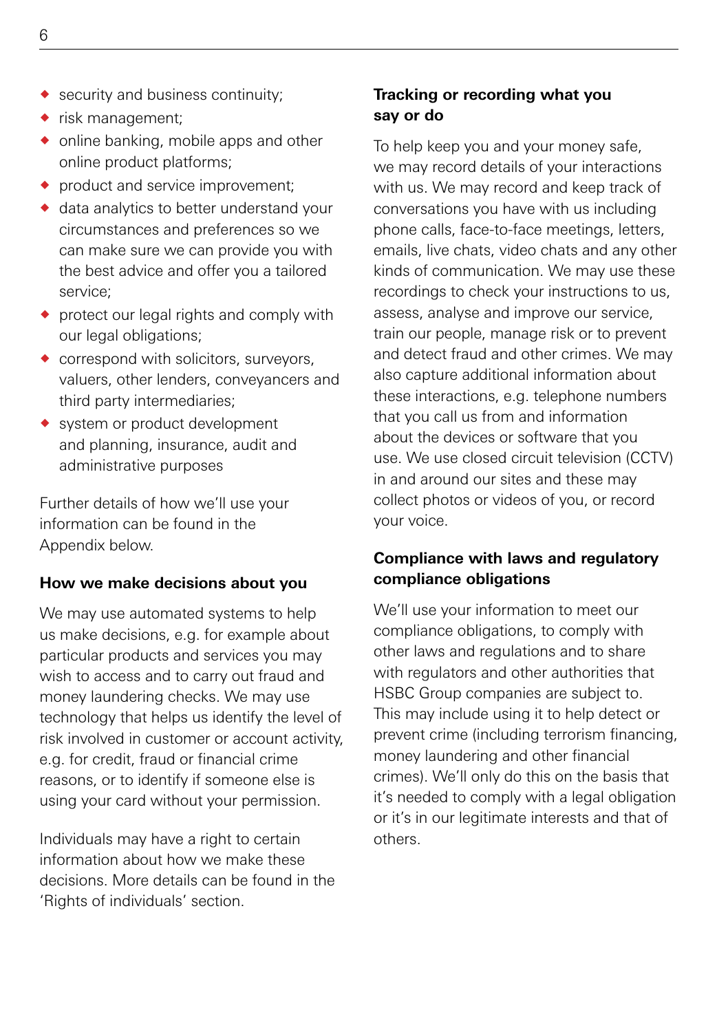- security and business continuity;
- risk management;
- online banking, mobile apps and other online product platforms;
- product and service improvement;
- data analytics to better understand your circumstances and preferences so we can make sure we can provide you with the best advice and offer you a tailored service;
- protect our legal rights and comply with our legal obligations;
- correspond with solicitors, surveyors, valuers, other lenders, conveyancers and third party intermediaries;
- system or product development and planning, insurance, audit and administrative purposes

Further details of how we'll use your information can be found in the Appendix below.

**How we make decisions about you**

We may use automated systems to help us make decisions, e.g. for example about particular products and services you may wish to access and to carry out fraud and money laundering checks. We may use technology that helps us identify the level of risk involved in customer or account activity, e.g. for credit, fraud or financial crime reasons, or to identify if someone else is using your card without your permission.

Individuals may have a right to certain information about how we make these decisions. More details can be found in the 'Rights of individuals' section.

**Tracking or recording what you say or do**

To help keep you and your money safe, we may record details of your interactions with us. We may record and keep track of conversations you have with us including phone calls, face-to-face meetings, letters, emails, live chats, video chats and any other kinds of communication. We may use these recordings to check your instructions to us, assess, analyse and improve our service, train our people, manage risk or to prevent and detect fraud and other crimes. We may also capture additional information about these interactions, e.g. telephone numbers that you call us from and information about the devices or software that you use. We use closed circuit television (CCTV) in and around our sites and these may collect photos or videos of you, or record your voice.

**Compliance with laws and regulatory compliance obligations**

We'll use your information to meet our compliance obligations, to comply with other laws and regulations and to share with regulators and other authorities that HSBC Group companies are subject to. This may include using it to help detect or prevent crime (including terrorism financing, money laundering and other financial crimes). We'll only do this on the basis that it's needed to comply with a legal obligation or it's in our legitimate interests and that of others.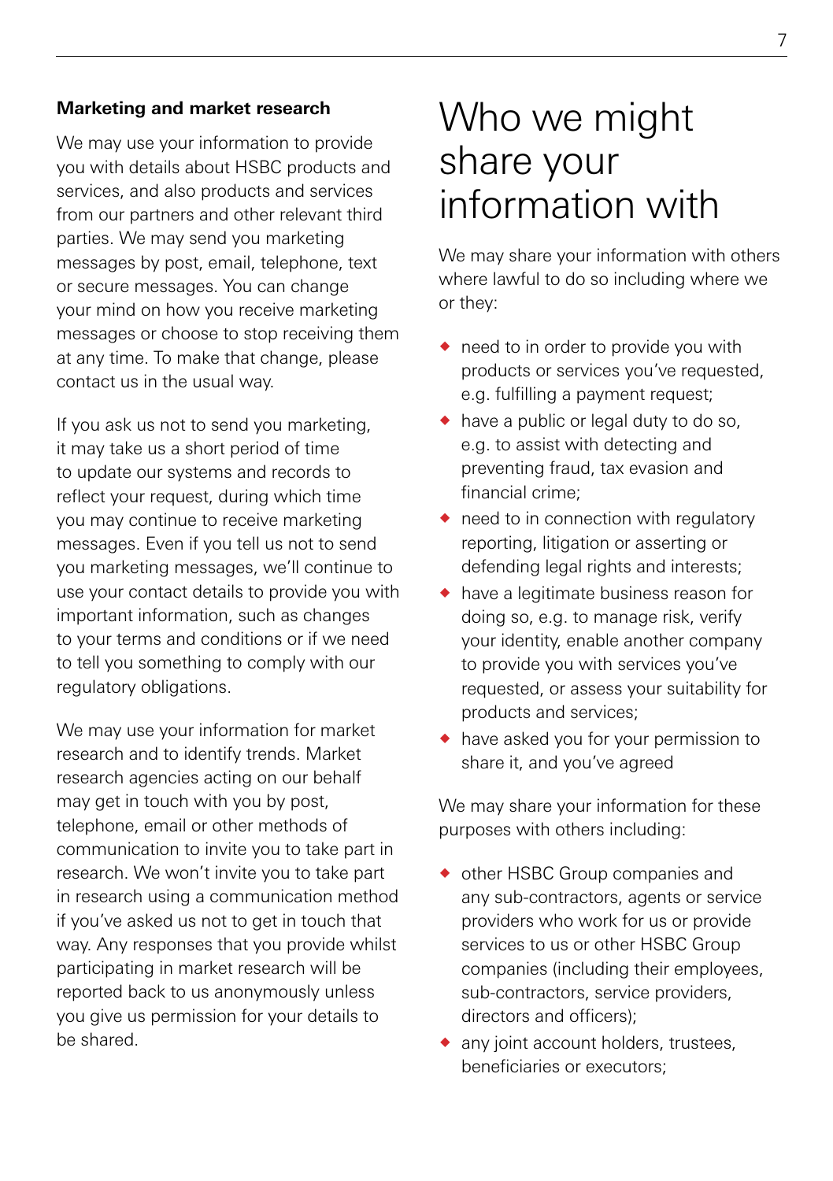### Marketing and market research

We may use your information to provide you with details about HSBC products and services, and also products and services from our partners and other relevant third parties. We may send you marketing messages by post, email, telephone, text or secure messages. You can change your mind on how you receive marketing messages or choose to stop receiving them at any time. To make that change, please contact us in the usual way.

If you ask us not to send you marketing, it may take us a short period of time to update our systems and records to reflect your request, during which time you may continue to receive marketing messages. Even if you tell us not to send you marketing messages, we'll continue to use your contact details to provide you with important information, such as changes to your terms and conditions or if we need to tell you something to comply with our regulatory obligations.

We may use your information for market research and to identify trends. Market research agencies acting on our behalf may get in touch with you by post, telephone, email or other methods of communication to invite you to take part in research. We won't invite you to take part in research using a communication method if you've asked us not to get in touch that way. Any responses that you provide whilst participating in market research will be reported back to us anonymously unless you give us permission for your details to be shared.

# Who we might share your information with

We may share your information with others where lawful to do so including where we or they:

- need to in order to provide you with products or services you've requested, e.g. fulfilling a payment request;
- have a public or legal duty to do so, e.g. to assist with detecting and preventing fraud, tax evasion and financial crime;
- need to in connection with regulatory reporting, litigation or asserting or defending legal rights and interests;
- have a legitimate business reason for doing so, e.g. to manage risk, verify your identity, enable another company to provide you with services you've requested, or assess your suitability for products and services;
- have asked you for your permission to share it, and you've agreed

We may share your information for these purposes with others including:

- other HSBC Group companies and any sub-contractors, agents or service providers who work for us or provide services to us or other HSBC Group companies (including their employees, sub-contractors, service providers, directors and officers);
- any joint account holders, trustees, beneficiaries or executors;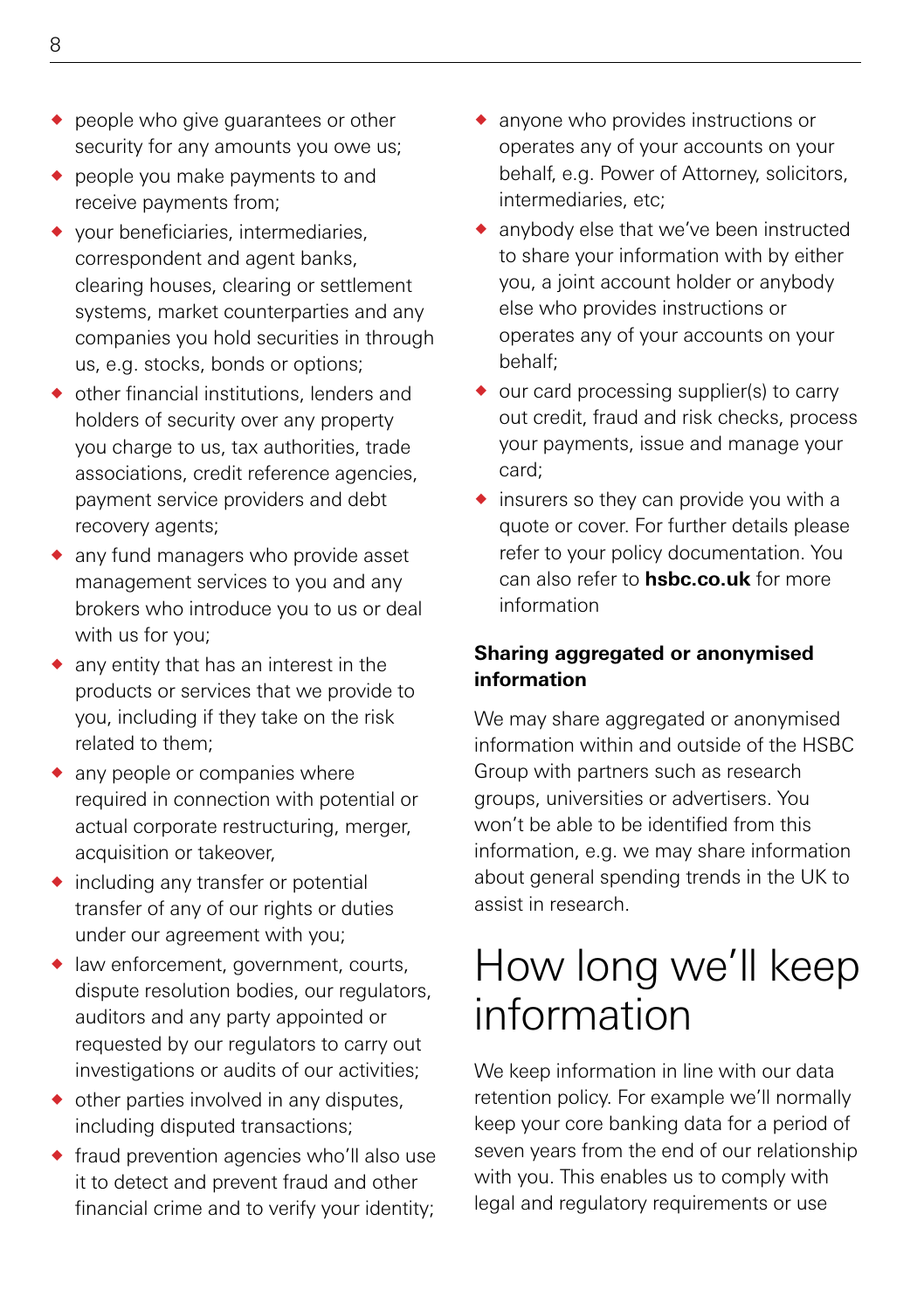- people who give guarantees or other security for any amounts you owe us;
- people you make payments to and receive payments from;
- your beneficiaries, intermediaries, correspondent and agent banks, clearing houses, clearing or settlement systems, market counterparties and any companies you hold securities in through us, e.g. stocks, bonds or options;
- other financial institutions, lenders and holders of security over any property you charge to us, tax authorities, trade associations, credit reference agencies, payment service providers and debt recovery agents;
- any fund managers who provide asset management services to you and any brokers who introduce you to us or deal with us for you;
- any entity that has an interest in the products or services that we provide to you, including if they take on the risk related to them;
- any people or companies where required in connection with potential or actual corporate restructuring, merger, acquisition or takeover,
- including any transfer or potential transfer of any of our rights or duties under our agreement with you;
- law enforcement, government, courts, dispute resolution bodies, our regulators, auditors and any party appointed or requested by our regulators to carry out investigations or audits of our activities;
- other parties involved in any disputes, including disputed transactions;
- fraud prevention agencies who'll also use it to detect and prevent fraud and other financial crime and to verify your identity;
- anyone who provides instructions or operates any of your accounts on your behalf, e.g. Power of Attorney, solicitors, intermediaries, etc;
- anybody else that we've been instructed to share your information with by either you, a joint account holder or anybody else who provides instructions or operates any of your accounts on your behalf;
- our card processing supplier(s) to carry out credit, fraud and risk checks, process your payments, issue and manage your card;
- insurers so they can provide you with a quote or cover. For further details please refer to your policy documentation. You can also refer to **hsbc.co.uk** for more information

### Sharing aggregated or anonymised information

We may share aggregated or anonymised information within and outside of the HSBC Group with partners such as research groups, universities or advertisers. You won't be able to be identified from this information, e.g. we may share information about general spending trends in the UK to assist in research.

# How long we'll keep information

We keep information in line with our data retention policy. For example we'll normally keep your core banking data for a period of seven years from the end of our relationship with you. This enables us to comply with legal and regulatory requirements or use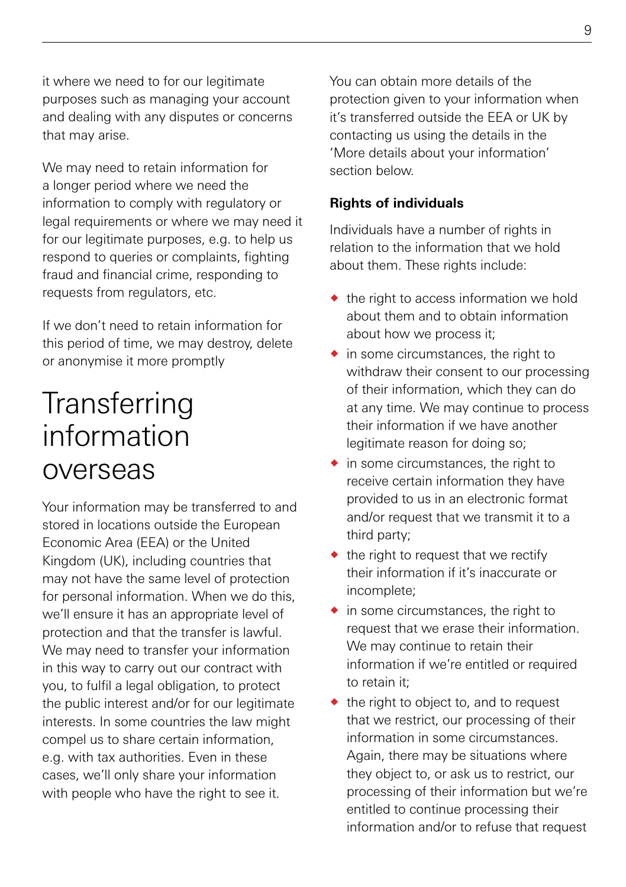it where we need to for our legitimate purposes such as managing your account and dealing with any disputes or concerns that may arise.

We may need to retain information for a longer period where we need the information to comply with regulatory or legal requirements or where we may need it for our legitimate purposes, e.g. to help us respond to queries or complaints, fighting fraud and financial crime, responding to requests from regulators, etc.

If we don't need to retain information for this period of time, we may destroy, delete or anonymise it more promptly

# Transferring information overseas

Your information may be transferred to and stored in locations outside the European Economic Area (EEA) or the United Kingdom (UK), including countries that may not have the same level of protection for personal information. When we do this, we'll ensure it has an appropriate level of protection and that the transfer is lawful. We may need to transfer your information in this way to carry out our contract with you, to fulfil a legal obligation, to protect the public interest and/or for our legitimate interests. In some countries the law might compel us to share certain information, e.g. with tax authorities. Even in these cases, we'll only share your information with people who have the right to see it.

You can obtain more details of the protection given to your information when it's transferred outside the EEA or UK by contacting us using the details in the 'More details about your information' section below.

**Rights of individuals**

Individuals have a number of rights in relation to the information that we hold about them. These rights include:

- the right to access information we hold about them and to obtain information about how we process it;
- in some circumstances, the right to withdraw their consent to our processing of their information, which they can do at any time. We may continue to process their information if we have another legitimate reason for doing so;
- in some circumstances, the right to receive certain information they have provided to us in an electronic format and/or request that we transmit it to a third party;
- the right to request that we rectify their information if it's inaccurate or incomplete;
- in some circumstances, the right to request that we erase their information. We may continue to retain their information if we're entitled or required to retain it;
- the right to object to, and to request that we restrict, our processing of their information in some circumstances. Again, there may be situations where they object to, or ask us to restrict, our processing of their information but we're entitled to continue processing their information and/or to refuse that request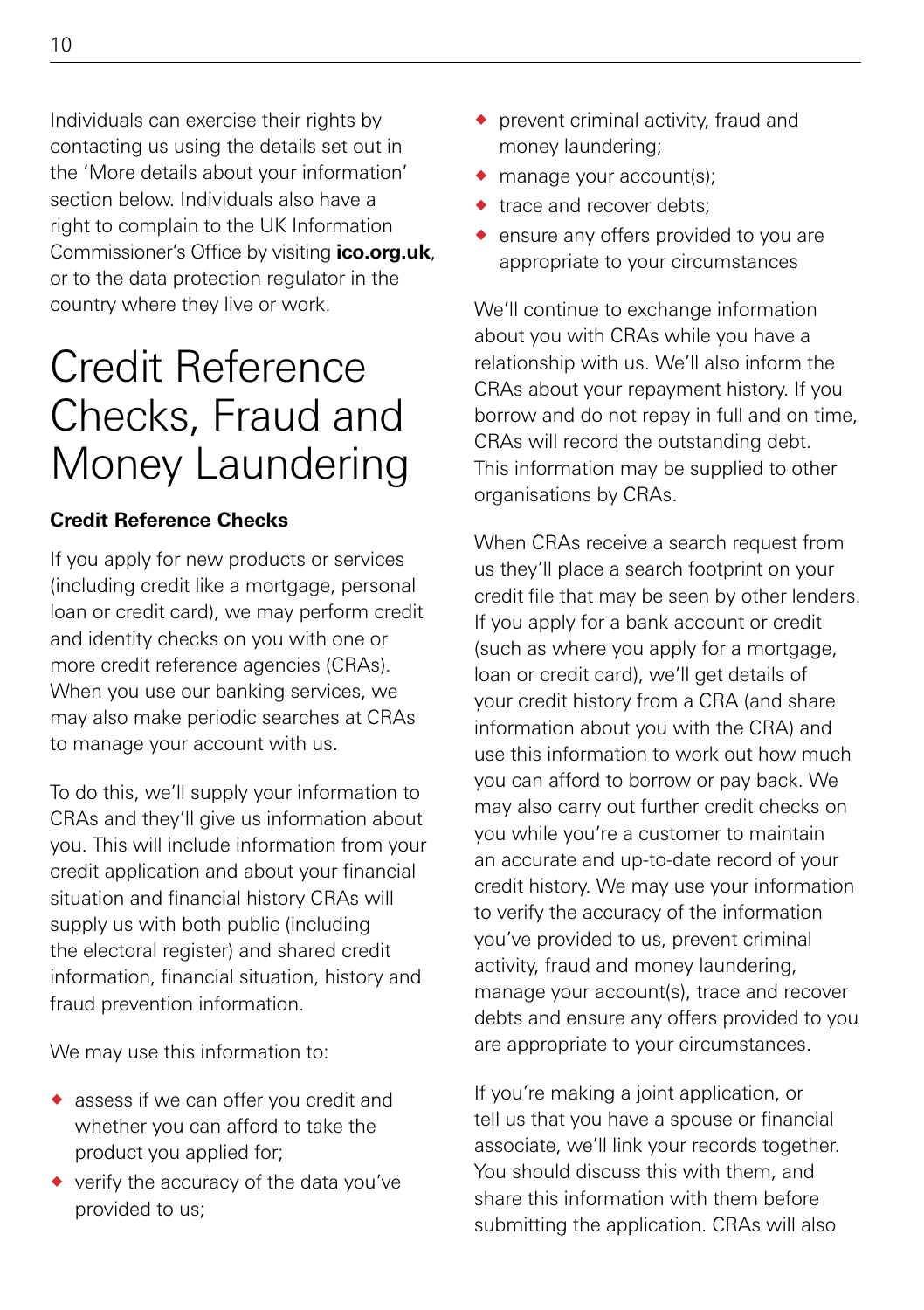Individuals can exercise their rights by contacting us using the details set out in the 'More details about your information' section below. Individuals also have a right to complain to the UK Information Commissioner's Office by visiting **ico.org.uk**, or to the data protection regulator in the country where they live or work.

# Credit Reference Checks, Fraud and Money Laundering

**Credit Reference Checks**

If you apply for new products or services (including credit like a mortgage, personal loan or credit card), we may perform credit and identity checks on you with one or more credit reference agencies (CRAs). When you use our banking services, we may also make periodic searches at CRAs to manage your account with us.

To do this, we'll supply your information to CRAs and they'll give us information about you. This will include information from your credit application and about your financial situation and financial history CRAs will supply us with both public (including the electoral register) and shared credit information, financial situation, history and fraud prevention information.

We may use this information to:

- assess if we can offer you credit and whether you can afford to take the product you applied for;
- verify the accuracy of the data you've provided to us;
- prevent criminal activity, fraud and money laundering;
- manage your account(s);
- trace and recover debts;
- ensure any offers provided to you are appropriate to your circumstances

We'll continue to exchange information about you with CRAs while you have a relationship with us. We'll also inform the CRAs about your repayment history. If you borrow and do not repay in full and on time, CRAs will record the outstanding debt. This information may be supplied to other organisations by CRAs.

When CRAs receive a search request from us they'll place a search footprint on your credit file that may be seen by other lenders. If you apply for a bank account or credit (such as where you apply for a mortgage, loan or credit card), we'll get details of your credit history from a CRA (and share information about you with the CRA) and use this information to work out how much you can afford to borrow or pay back. We may also carry out further credit checks on you while you're a customer to maintain an accurate and up-to-date record of your credit history. We may use your information to verify the accuracy of the information you've provided to us, prevent criminal activity, fraud and money laundering, manage your account(s), trace and recover debts and ensure any offers provided to you are appropriate to your circumstances.

If you're making a joint application, or tell us that you have a spouse or financial associate, we'll link your records together. You should discuss this with them, and share this information with them before submitting the application. CRAs will also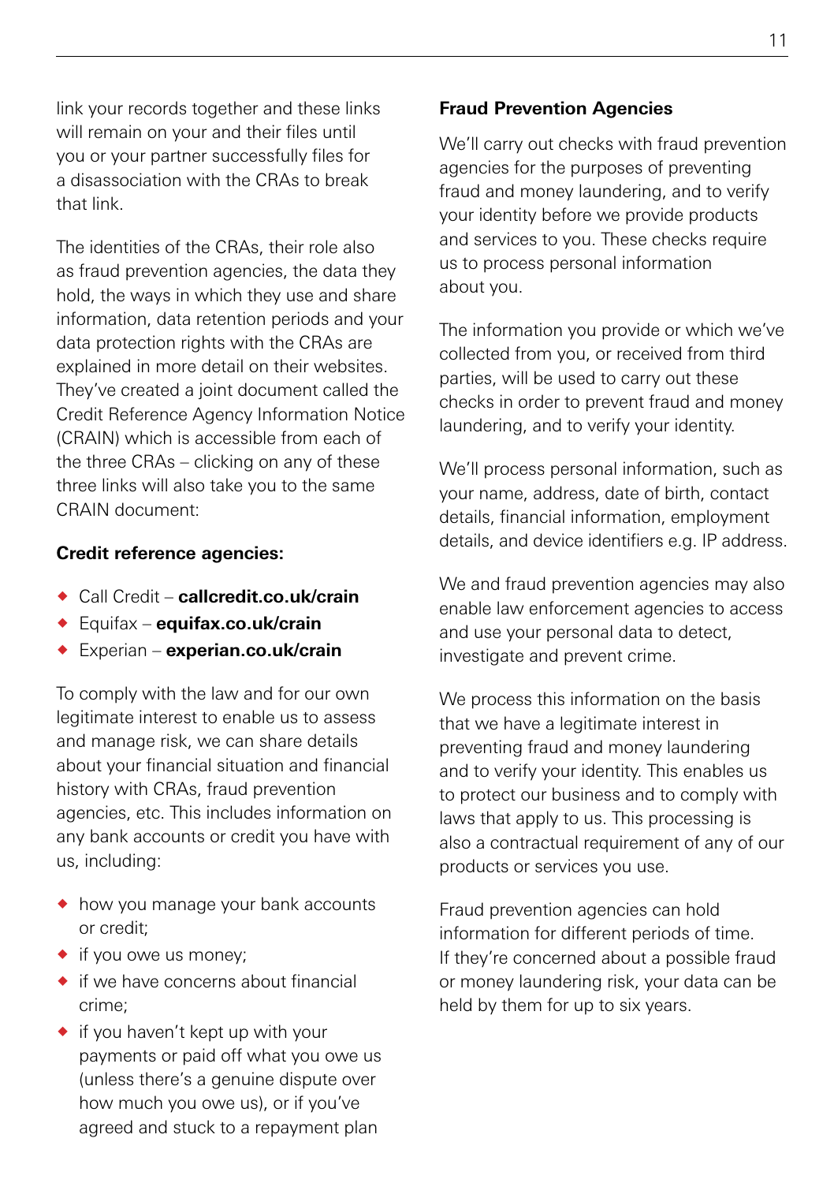link your records together and these links will remain on your and their files until you or your partner successfully files for a disassociation with the CRAs to break that link.

The identities of the CRAs, their role also as fraud prevention agencies, the data they hold, the ways in which they use and share information, data retention periods and your data protection rights with the CRAs are explained in more detail on their websites. They've created a joint document called the Credit Reference Agency Information Notice (CRAIN) which is accessible from each of the three CRAs – clicking on any of these three links will also take you to the same CRAIN document:

**Credit reference agencies:**

- Call Credit – **callcredit.co.uk/crain**
- Equifax – **equifax.co.uk/crain**
- Experian – **experian.co.uk/crain**

To comply with the law and for our own legitimate interest to enable us to assess and manage risk, we can share details about your financial situation and financial history with CRAs, fraud prevention agencies, etc. This includes information on any bank accounts or credit you have with us, including:

- how you manage your bank accounts or credit;
- if you owe us money;
- if we have concerns about financial crime;
- if you haven't kept up with your payments or paid off what you owe us (unless there's a genuine dispute over how much you owe us), or if you've agreed and stuck to a repayment plan

**Fraud Prevention Agencies**

We'll carry out checks with fraud prevention agencies for the purposes of preventing fraud and money laundering, and to verify your identity before we provide products and services to you. These checks require us to process personal information about you.

The information you provide or which we've collected from you, or received from third parties, will be used to carry out these checks in order to prevent fraud and money laundering, and to verify your identity.

We'll process personal information, such as your name, address, date of birth, contact details, financial information, employment details, and device identifiers e.g. IP address.

We and fraud prevention agencies may also enable law enforcement agencies to access and use your personal data to detect, investigate and prevent crime.

We process this information on the basis that we have a legitimate interest in preventing fraud and money laundering and to verify your identity. This enables us to protect our business and to comply with laws that apply to us. This processing is also a contractual requirement of any of our products or services you use.

Fraud prevention agencies can hold information for different periods of time. If they're concerned about a possible fraud or money laundering risk, your data can be held by them for up to six years.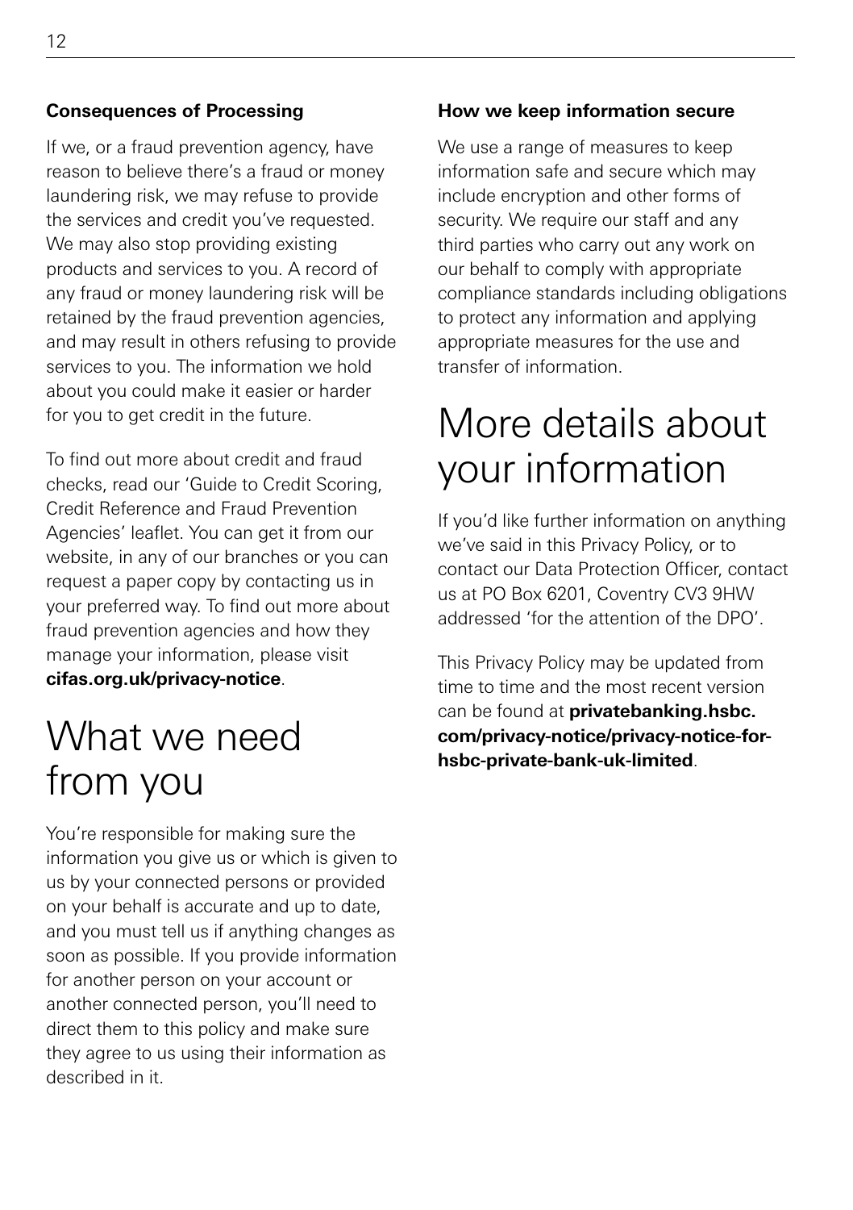### Consequences of Processing

If we, or a fraud prevention agency, have reason to believe there's a fraud or money laundering risk, we may refuse to provide the services and credit you've requested. We may also stop providing existing products and services to you. A record of any fraud or money laundering risk will be retained by the fraud prevention agencies, and may result in others refusing to provide services to you. The information we hold about you could make it easier or harder for you to get credit in the future.

To find out more about credit and fraud checks, read our 'Guide to Credit Scoring, Credit Reference and Fraud Prevention Agencies' leaflet. You can get it from our website, in any of our branches or you can request a paper copy by contacting us in your preferred way. To find out more about fraud prevention agencies and how they manage your information, please visit **cifas.org.uk/privacy-notice**.

# What we need from you

You're responsible for making sure the information you give us or which is given to us by your connected persons or provided on your behalf is accurate and up to date, and you must tell us if anything changes as soon as possible. If you provide information for another person on your account or another connected person, you'll need to direct them to this policy and make sure they agree to us using their information as described in it.

### How we keep information secure

We use a range of measures to keep information safe and secure which may include encryption and other forms of security. We require our staff and any third parties who carry out any work on our behalf to comply with appropriate compliance standards including obligations to protect any information and applying appropriate measures for the use and transfer of information.

# More details about your information

If you'd like further information on anything we've said in this Privacy Policy, or to contact our Data Protection Officer, contact us at PO Box 6201, Coventry CV3 9HW addressed 'for the attention of the DPO'.

This Privacy Policy may be updated from time to time and the most recent version can be found at **privatebanking.hsbc.com/privacy-notice/privacy-notice-for-hsbc-private-bank-uk-limited**.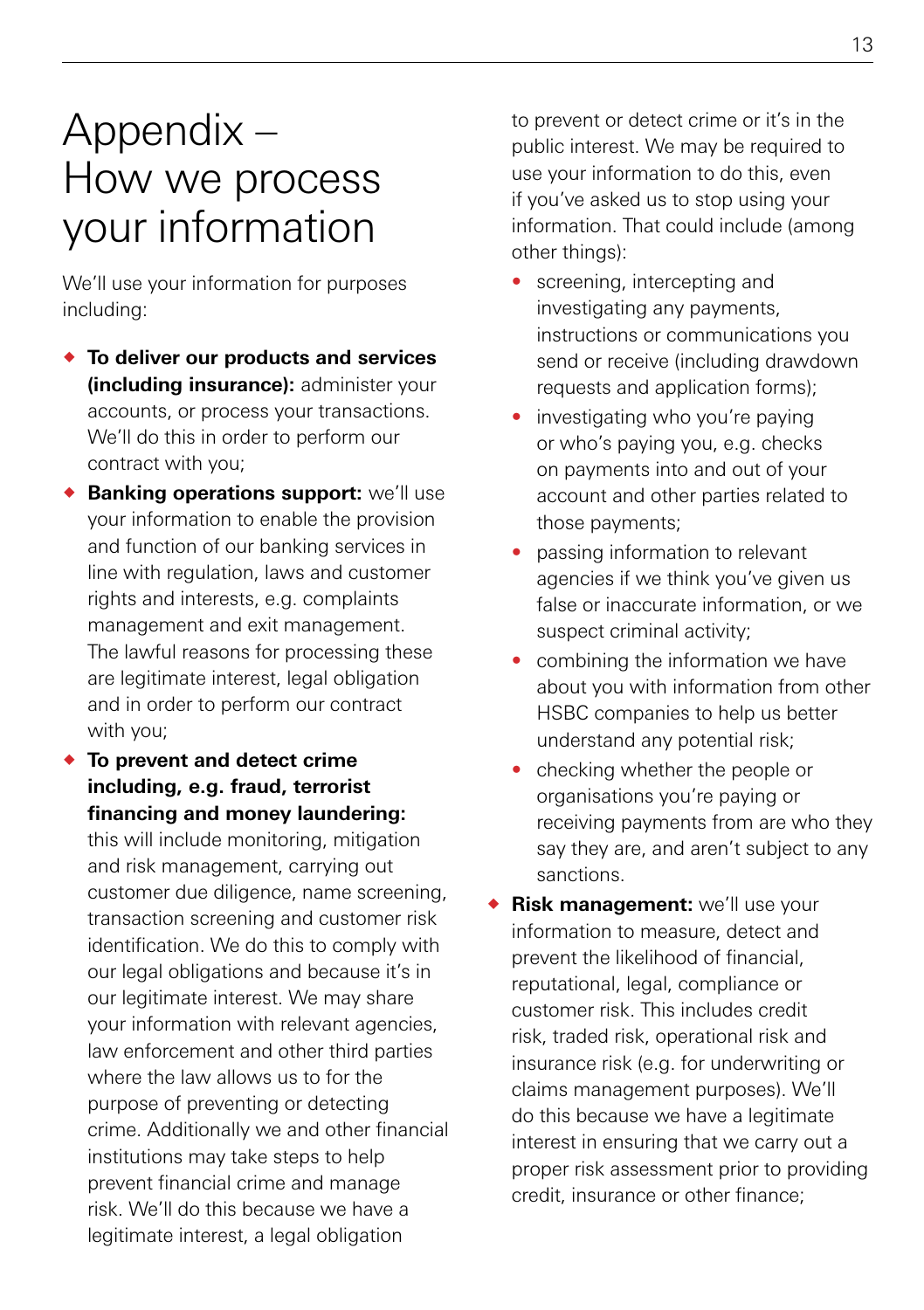# Appendix – How we process your information

We'll use your information for purposes including:

- **To deliver our products and services (including insurance):** administer your accounts, or process your transactions. We'll do this in order to perform our contract with you;
- **Banking operations support:** we'll use your information to enable the provision and function of our banking services in line with regulation, laws and customer rights and interests, e.g. complaints management and exit management. The lawful reasons for processing these are legitimate interest, legal obligation and in order to perform our contract with you;
- **To prevent and detect crime including, e.g. fraud, terrorist financing and money laundering:** this will include monitoring, mitigation and risk management, carrying out customer due diligence, name screening, transaction screening and customer risk identification. We do this to comply with our legal obligations and because it's in our legitimate interest. We may share your information with relevant agencies, law enforcement and other third parties where the law allows us to for the purpose of preventing or detecting crime. Additionally we and other financial institutions may take steps to help prevent financial crime and manage risk. We'll do this because we have a legitimate interest, a legal obligation to prevent or detect crime or it's in the public interest. We may be required to use your information to do this, even if you've asked us to stop using your information. That could include (among other things):
  - screening, intercepting and investigating any payments, instructions or communications you send or receive (including drawdown requests and application forms);
  - investigating who you're paying or who's paying you, e.g. checks on payments into and out of your account and other parties related to those payments;
  - passing information to relevant agencies if we think you've given us false or inaccurate information, or we suspect criminal activity;
  - combining the information we have about you with information from other HSBC companies to help us better understand any potential risk;
  - checking whether the people or organisations you're paying or receiving payments from are who they say they are, and aren't subject to any sanctions.
- **Risk management:** we'll use your information to measure, detect and prevent the likelihood of financial, reputational, legal, compliance or customer risk. This includes credit risk, traded risk, operational risk and insurance risk (e.g. for underwriting or claims management purposes). We'll do this because we have a legitimate interest in ensuring that we carry out a proper risk assessment prior to providing credit, insurance or other finance;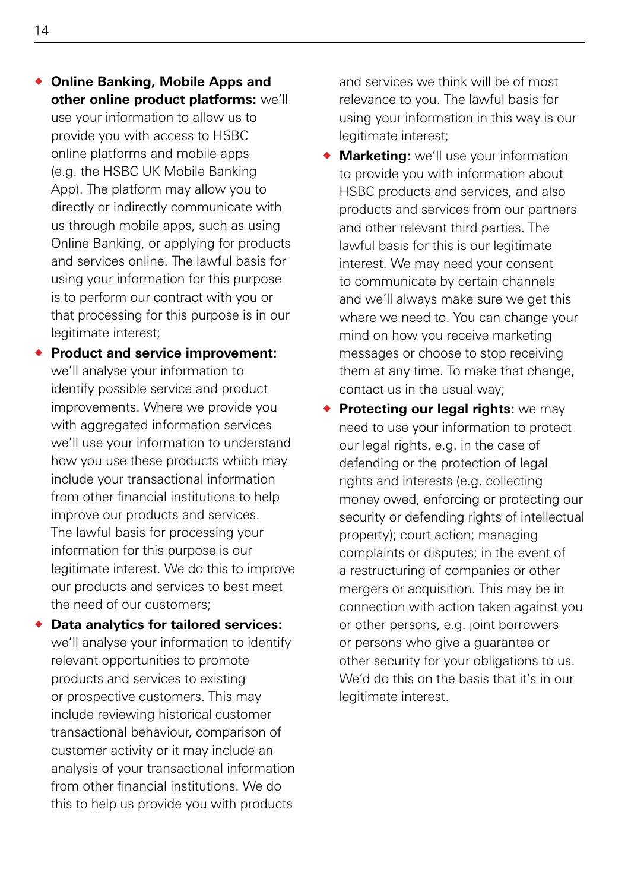- **Online Banking, Mobile Apps and other online product platforms:** we'll use your information to allow us to provide you with access to HSBC online platforms and mobile apps (e.g. the HSBC UK Mobile Banking App). The platform may allow you to directly or indirectly communicate with us through mobile apps, such as using Online Banking, or applying for products and services online. The lawful basis for using your information for this purpose is to perform our contract with you or that processing for this purpose is in our legitimate interest;
- **Product and service improvement:** we'll analyse your information to identify possible service and product improvements. Where we provide you with aggregated information services we'll use your information to understand how you use these products which may include your transactional information from other financial institutions to help improve our products and services. The lawful basis for processing your information for this purpose is our legitimate interest. We do this to improve our products and services to best meet the need of our customers;
- **Data analytics for tailored services:** we'll analyse your information to identify relevant opportunities to promote products and services to existing or prospective customers. This may include reviewing historical customer transactional behaviour, comparison of customer activity or it may include an analysis of your transactional information from other financial institutions. We do this to help us provide you with products and services we think will be of most relevance to you. The lawful basis for using your information in this way is our legitimate interest;
- **Marketing:** we'll use your information to provide you with information about HSBC products and services, and also products and services from our partners and other relevant third parties. The lawful basis for this is our legitimate interest. We may need your consent to communicate by certain channels and we'll always make sure we get this where we need to. You can change your mind on how you receive marketing messages or choose to stop receiving them at any time. To make that change, contact us in the usual way;
- **Protecting our legal rights:** we may need to use your information to protect our legal rights, e.g. in the case of defending or the protection of legal rights and interests (e.g. collecting money owed, enforcing or protecting our security or defending rights of intellectual property); court action; managing complaints or disputes; in the event of a restructuring of companies or other mergers or acquisition. This may be in connection with action taken against you or other persons, e.g. joint borrowers or persons who give a guarantee or other security for your obligations to us. We'd do this on the basis that it's in our legitimate interest.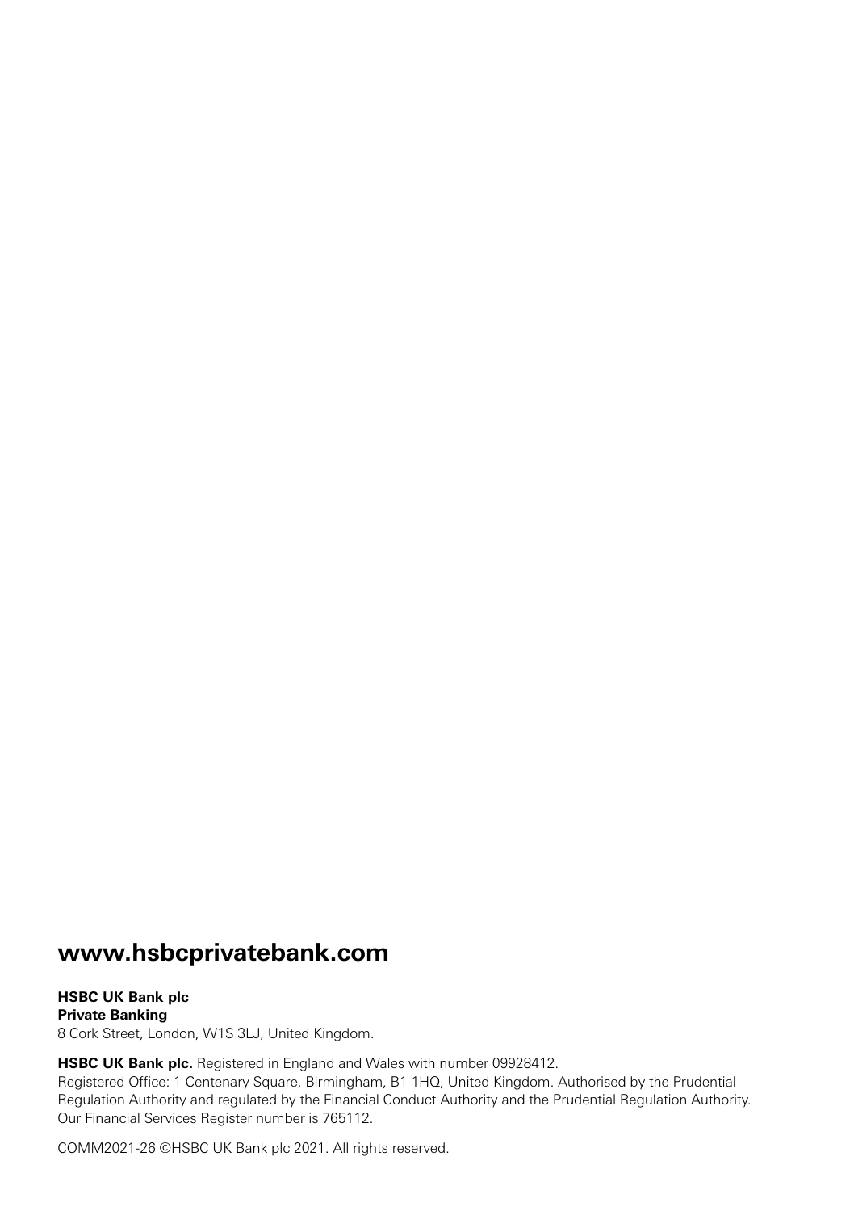## www.hsbcprivatebank.com

**HSBC UK Bank plc**
**Private Banking**
8 Cork Street, London, W1S 3LJ, United Kingdom.

**HSBC UK Bank plc.** Registered in England and Wales with number 09928412.
Registered Office: 1 Centenary Square, Birmingham, B1 1HQ, United Kingdom. Authorised by the Prudential Regulation Authority and regulated by the Financial Conduct Authority and the Prudential Regulation Authority. Our Financial Services Register number is 765112.

COMM2021-26 ©HSBC UK Bank plc 2021. All rights reserved.